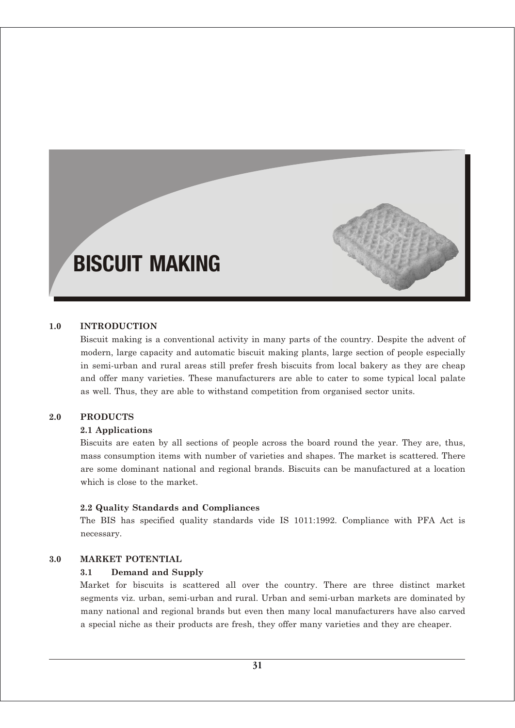# BISCUIT MAKING

## 1.0 INTRODUCTION

Biscuit making is a conventional activity in many parts of the country. Despite the advent of modern, large capacity and automatic biscuit making plants, large section of people especially in semi-urban and rural areas still prefer fresh biscuits from local bakery as they are cheap and offer many varieties. These manufacturers are able to cater to some typical local palate as well. Thus, they are able to withstand competition from organised sector units.

## 2.0 PRODUCTS

### 2.1 Applications

Biscuits are eaten by all sections of people across the board round the year. They are, thus, mass consumption items with number of varieties and shapes. The market is scattered. There are some dominant national and regional brands. Biscuits can be manufactured at a location which is close to the market.

### 2.2 Quality Standards and Compliances

The BIS has specified quality standards vide IS 1011:1992. Compliance with PFA Act is necessary.

## 3.0 MARKET POTENTIAL

### 3.1 Demand and Supply

Market for biscuits is scattered all over the country. There are three distinct market segments viz. urban, semi-urban and rural. Urban and semi-urban markets are dominated by many national and regional brands but even then many local manufacturers have also carved a special niche as their products are fresh, they offer many varieties and they are cheaper.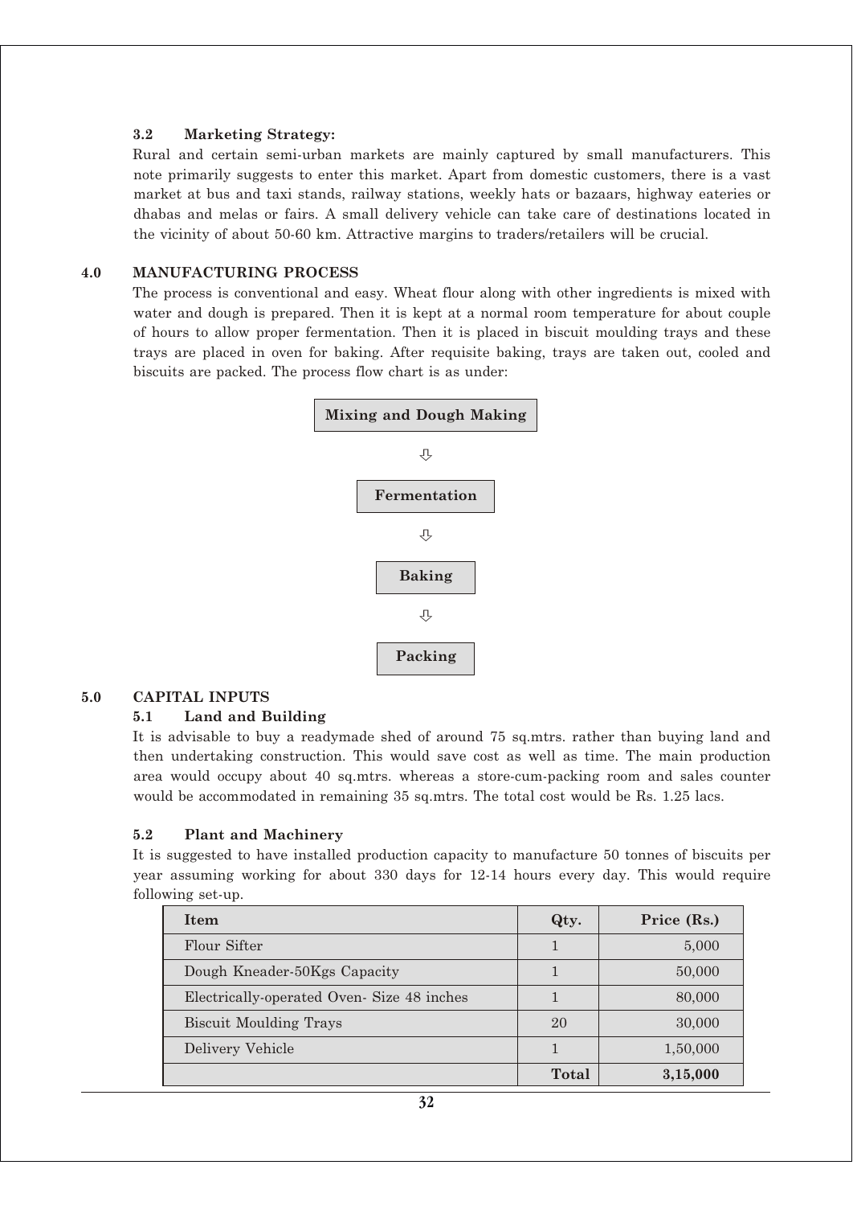### 3.2 Marketing Strategy:

Rural and certain semi-urban markets are mainly captured by small manufacturers. This note primarily suggests to enter this market. Apart from domestic customers, there is a vast market at bus and taxi stands, railway stations, weekly hats or bazaars, highway eateries or dhabas and melas or fairs. A small delivery vehicle can take care of destinations located in the vicinity of about 50-60 km. Attractive margins to traders/retailers will be crucial.

## 4.0 MANUFACTURING PROCESS

The process is conventional and easy. Wheat flour along with other ingredients is mixed with water and dough is prepared. Then it is kept at a normal room temperature for about couple of hours to allow proper fermentation. Then it is placed in biscuit moulding trays and these trays are placed in oven for baking. After requisite baking, trays are taken out, cooled and biscuits are packed. The process flow chart is as under:

**Mixing and Dough Making**

⇩

**Fermentation**

⇩

**Baking**

⇩

**Packing**

## 5.0 CAPITAL INPUTS

### 5.1 Land and Building

It is advisable to buy a readymade shed of around 75 sq.mtrs. rather than buying land and then undertaking construction. This would save cost as well as time. The main production area would occupy about 40 sq.mtrs. whereas a store-cum-packing room and sales counter would be accommodated in remaining 35 sq.mtrs. The total cost would be Rs. 1.25 lacs.

### 5.2 Plant and Machinery

It is suggested to have installed production capacity to manufacture 50 tonnes of biscuits per year assuming working for about 330 days for 12-14 hours every day. This would require following set-up.

| Item | Qty. | Price (Rs.) |
|---|---|---|
| Flour Sifter | 1 | 5,000 |
| Dough Kneader-50Kgs Capacity | 1 | 50,000 |
| Electrically-operated Oven- Size 48 inches | 1 | 80,000 |
| Biscuit Moulding Trays | 20 | 30,000 |
| Delivery Vehicle | 1 | 1,50,000 |
| | **Total** | **3,15,000** |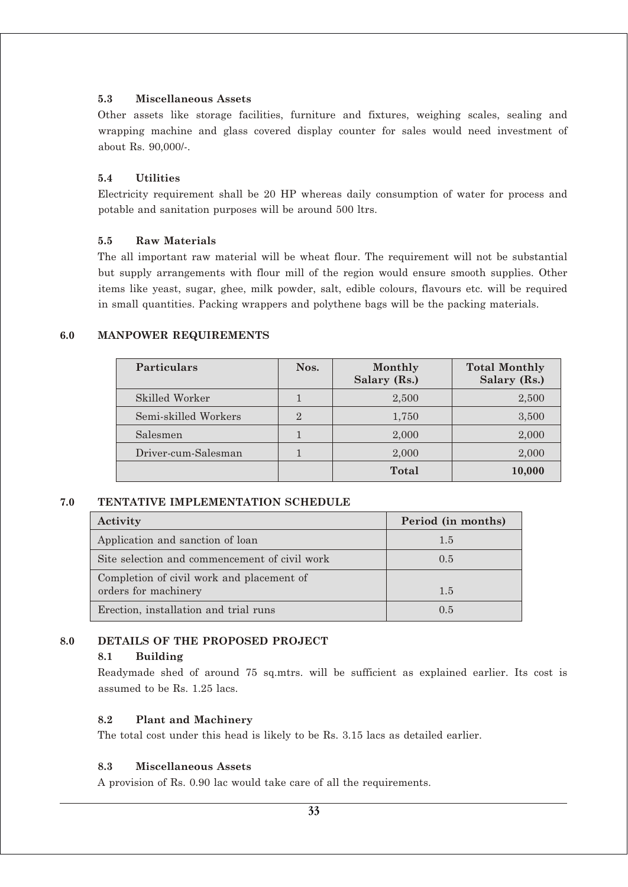### 5.3 Miscellaneous Assets

Other assets like storage facilities, furniture and fixtures, weighing scales, sealing and wrapping machine and glass covered display counter for sales would need investment of about Rs. 90,000/-.

### 5.4 Utilities

Electricity requirement shall be 20 HP whereas daily consumption of water for process and potable and sanitation purposes will be around 500 ltrs.

### 5.5 Raw Materials

The all important raw material will be wheat flour. The requirement will not be substantial but supply arrangements with flour mill of the region would ensure smooth supplies. Other items like yeast, sugar, ghee, milk powder, salt, edible colours, flavours etc. will be required in small quantities. Packing wrappers and polythene bags will be the packing materials.

## 6.0 MANPOWER REQUIREMENTS

| Particulars | Nos. | Monthly Salary (Rs.) | Total Monthly Salary (Rs.) |
|---|---|---|---|
| Skilled Worker | 1 | 2,500 | 2,500 |
| Semi-skilled Workers | 2 | 1,750 | 3,500 |
| Salesmen | 1 | 2,000 | 2,000 |
| Driver-cum-Salesman | 1 | 2,000 | 2,000 |
| | | **Total** | **10,000** |

## 7.0 TENTATIVE IMPLEMENTATION SCHEDULE

| Activity | Period (in months) |
|---|---|
| Application and sanction of loan | 1.5 |
| Site selection and commencement of civil work | 0.5 |
| Completion of civil work and placement of orders for machinery | 1.5 |
| Erection, installation and trial runs | 0.5 |

## 8.0 DETAILS OF THE PROPOSED PROJECT

### 8.1 Building

Readymade shed of around 75 sq.mtrs. will be sufficient as explained earlier. Its cost is assumed to be Rs. 1.25 lacs.

### 8.2 Plant and Machinery

The total cost under this head is likely to be Rs. 3.15 lacs as detailed earlier.

### 8.3 Miscellaneous Assets

A provision of Rs. 0.90 lac would take care of all the requirements.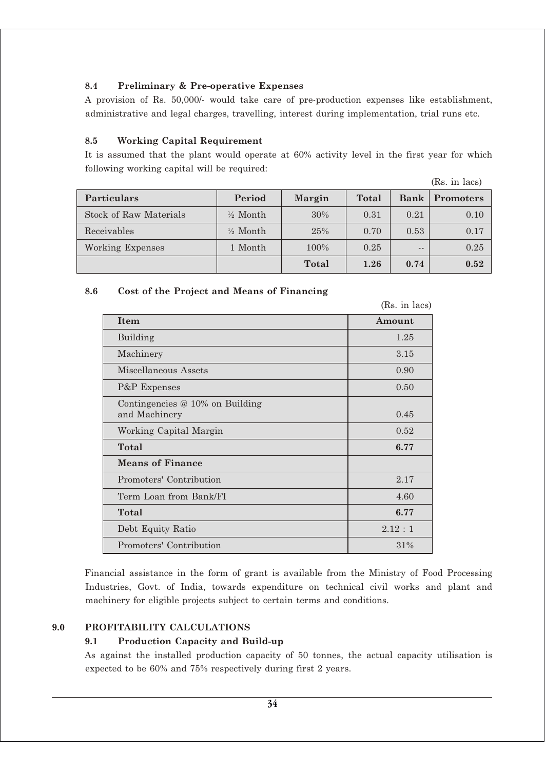### 8.4 Preliminary & Pre-operative Expenses

A provision of Rs. 50,000/- would take care of pre-production expenses like establishment, administrative and legal charges, travelling, interest during implementation, trial runs etc.

### 8.5 Working Capital Requirement

It is assumed that the plant would operate at 60% activity level in the first year for which following working capital will be required:

(Rs. in lacs)

| Particulars | Period | Margin | Total | Bank | Promoters |
|---|---|---|---|---|---|
| Stock of Raw Materials | ½ Month | 30% | 0.31 | 0.21 | 0.10 |
| Receivables | ½ Month | 25% | 0.70 | 0.53 | 0.17 |
| Working Expenses | 1 Month | 100% | 0.25 | -- | 0.25 |
| | | **Total** | **1.26** | **0.74** | **0.52** |

### 8.6 Cost of the Project and Means of Financing

(Rs. in lacs)

| Item | Amount |
|---|---|
| Building | 1.25 |
| Machinery | 3.15 |
| Miscellaneous Assets | 0.90 |
| P&P Expenses | 0.50 |
| Contingencies @ 10% on Building and Machinery | 0.45 |
| Working Capital Margin | 0.52 |
| **Total** | **6.77** |
| **Means of Finance** | |
| Promoters' Contribution | 2.17 |
| Term Loan from Bank/FI | 4.60 |
| **Total** | **6.77** |
| Debt Equity Ratio | 2.12 : 1 |
| Promoters' Contribution | 31% |

Financial assistance in the form of grant is available from the Ministry of Food Processing Industries, Govt. of India, towards expenditure on technical civil works and plant and machinery for eligible projects subject to certain terms and conditions.

## 9.0 PROFITABILITY CALCULATIONS

### 9.1 Production Capacity and Build-up

As against the installed production capacity of 50 tonnes, the actual capacity utilisation is expected to be 60% and 75% respectively during first 2 years.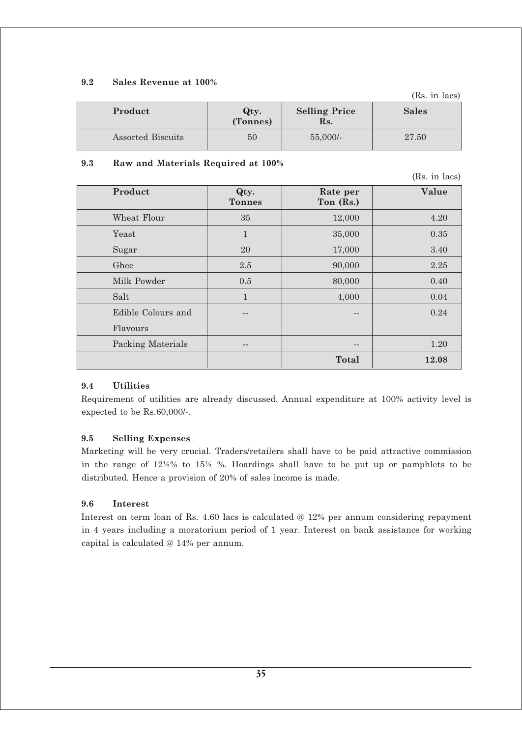### 9.2 Sales Revenue at 100%

(Rs. in lacs)

| Product | Qty. (Tonnes) | Selling Price Rs. | Sales |
|---|---|---|---|
| Assorted Biscuits | 50 | 55,000/- | 27.50 |

### 9.3 Raw and Materials Required at 100%

(Rs. in lacs)

| Product | Qty. Tonnes | Rate per Ton (Rs.) | Value |
|---|---|---|---|
| Wheat Flour | 35 | 12,000 | 4.20 |
| Yeast | 1 | 35,000 | 0.35 |
| Sugar | 20 | 17,000 | 3.40 |
| Ghee | 2.5 | 90,000 | 2.25 |
| Milk Powder | 0.5 | 80,000 | 0.40 |
| Salt | 1 | 4,000 | 0.04 |
| Edible Colours and Flavours | -- | -- | 0.24 |
| Packing Materials | -- | -- | 1.20 |
| | | **Total** | **12.08** |

### 9.4 Utilities

Requirement of utilities are already discussed. Annual expenditure at 100% activity level is expected to be Rs.60,000/-.

### 9.5 Selling Expenses

Marketing will be very crucial. Traders/retailers shall have to be paid attractive commission in the range of 12½% to 15½ %. Hoardings shall have to be put up or pamphlets to be distributed. Hence a provision of 20% of sales income is made.

### 9.6 Interest

Interest on term loan of Rs. 4.60 lacs is calculated @ 12% per annum considering repayment in 4 years including a moratorium period of 1 year. Interest on bank assistance for working capital is calculated @ 14% per annum.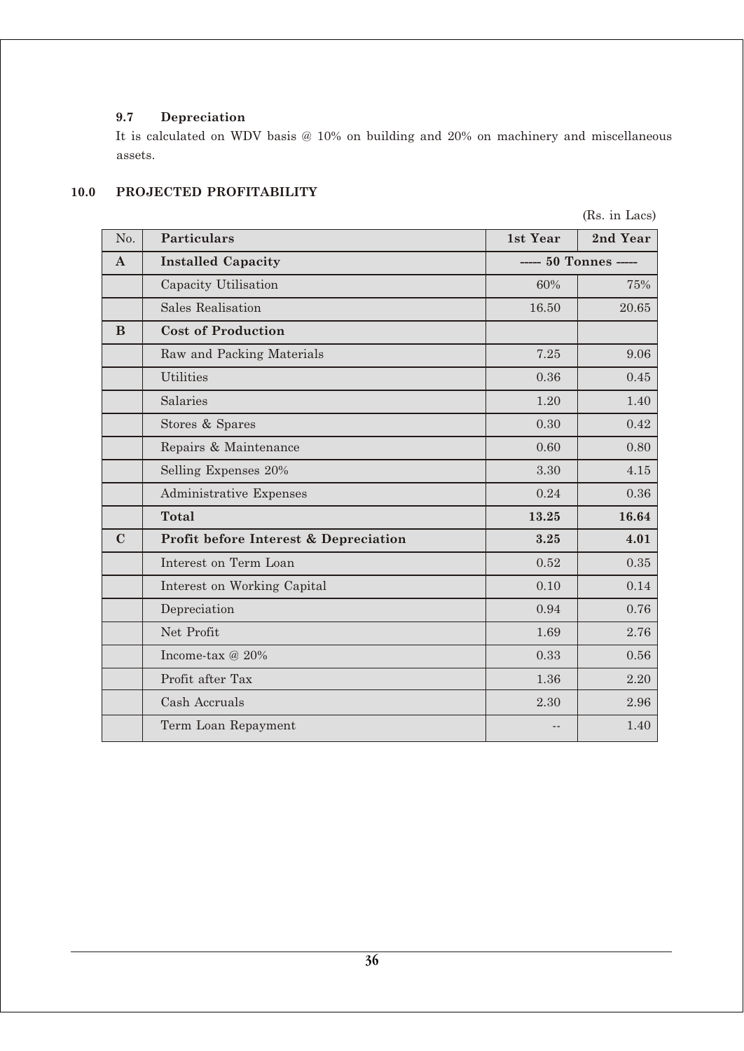### 9.7 Depreciation

It is calculated on WDV basis @ 10% on building and 20% on machinery and miscellaneous assets.

## 10.0 PROJECTED PROFITABILITY

(Rs. in Lacs)

| No. | Particulars | 1st Year | 2nd Year |
|---|---|---|---|
| **A** | **Installed Capacity** | ----- 50 Tonnes ----- | |
| | Capacity Utilisation | 60% | 75% |
| | Sales Realisation | 16.50 | 20.65 |
| **B** | **Cost of Production** | | |
| | Raw and Packing Materials | 7.25 | 9.06 |
| | Utilities | 0.36 | 0.45 |
| | Salaries | 1.20 | 1.40 |
| | Stores & Spares | 0.30 | 0.42 |
| | Repairs & Maintenance | 0.60 | 0.80 |
| | Selling Expenses 20% | 3.30 | 4.15 |
| | Administrative Expenses | 0.24 | 0.36 |
| | **Total** | **13.25** | **16.64** |
| **C** | **Profit before Interest & Depreciation** | **3.25** | **4.01** |
| | Interest on Term Loan | 0.52 | 0.35 |
| | Interest on Working Capital | 0.10 | 0.14 |
| | Depreciation | 0.94 | 0.76 |
| | Net Profit | 1.69 | 2.76 |
| | Income-tax @ 20% | 0.33 | 0.56 |
| | Profit after Tax | 1.36 | 2.20 |
| | Cash Accruals | 2.30 | 2.96 |
| | Term Loan Repayment | -- | 1.40 |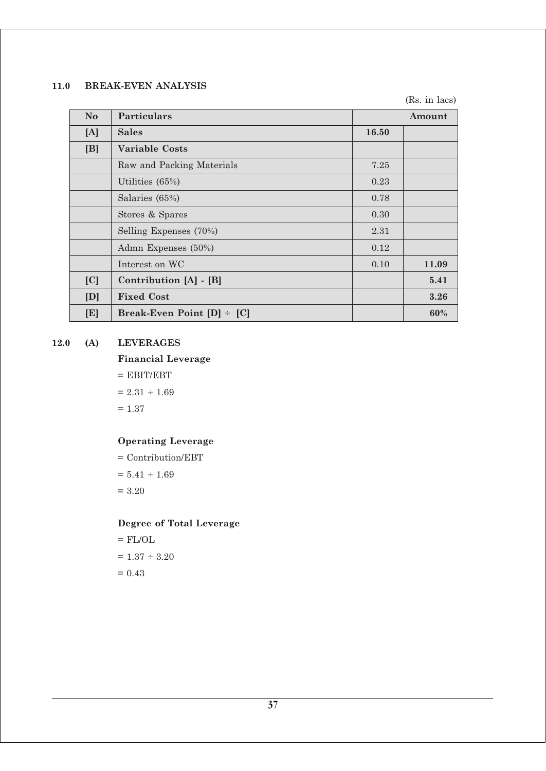## 11.0 BREAK-EVEN ANALYSIS

(Rs. in lacs)

| No | Particulars | Amount | |
|---|---|---|---|
| [A] | **Sales** | **16.50** | |
| [B] | **Variable Costs** | | |
| | Raw and Packing Materials | 7.25 | |
| | Utilities (65%) | 0.23 | |
| | Salaries (65%) | 0.78 | |
| | Stores & Spares | 0.30 | |
| | Selling Expenses (70%) | 2.31 | |
| | Admn Expenses (50%) | 0.12 | |
| | Interest on WC | 0.10 | **11.09** |
| [C] | **Contribution [A] - [B]** | | **5.41** |
| [D] | **Fixed Cost** | | **3.26** |
| [E] | **Break-Even Point [D] ÷ [C]** | | **60%** |

## 12.0 (A) LEVERAGES

**Financial Leverage**

= EBIT/EBT

= 2.31 ÷ 1.69

= 1.37

**Operating Leverage**

= Contribution/EBT

= 5.41 ÷ 1.69

= 3.20

**Degree of Total Leverage**

= FL/OL

= 1.37 ÷ 3.20

= 0.43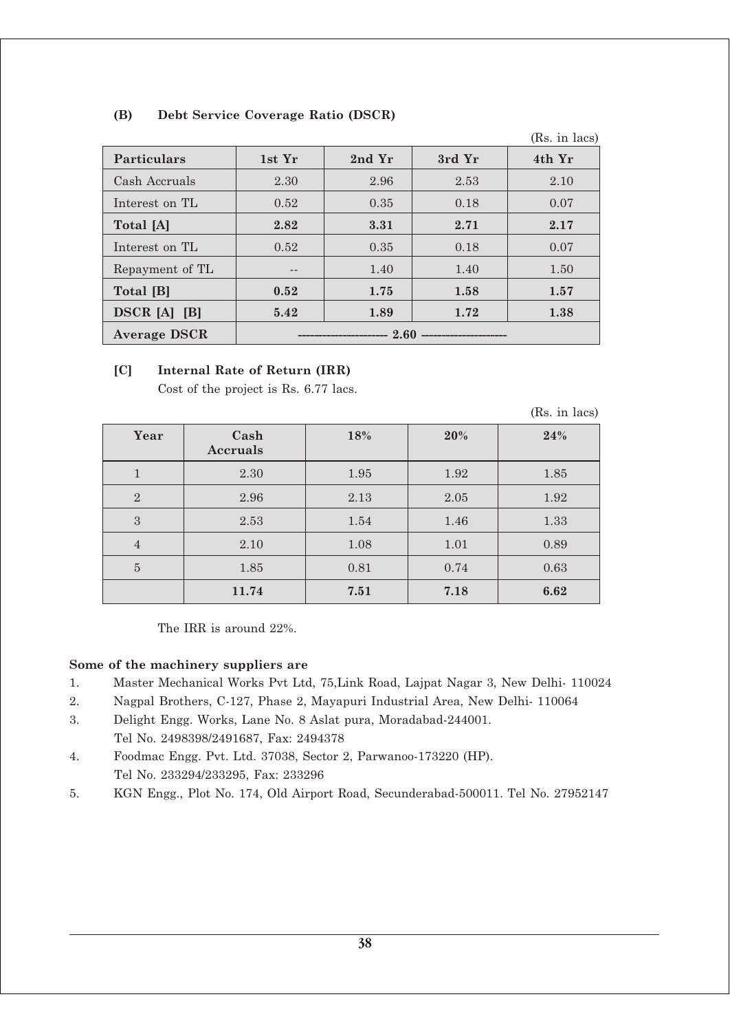**(B) Debt Service Coverage Ratio (DSCR)**

(Rs. in lacs)

| Particulars | 1st Yr | 2nd Yr | 3rd Yr | 4th Yr |
|---|---|---|---|---|
| Cash Accruals | 2.30 | 2.96 | 2.53 | 2.10 |
| Interest on TL | 0.52 | 0.35 | 0.18 | 0.07 |
| **Total [A]** | **2.82** | **3.31** | **2.71** | **2.17** |
| Interest on TL | 0.52 | 0.35 | 0.18 | 0.07 |
| Repayment of TL | -- | 1.40 | 1.40 | 1.50 |
| **Total [B]** | **0.52** | **1.75** | **1.58** | **1.57** |
| **DSCR [A] [B]** | **5.42** | **1.89** | **1.72** | **1.38** |
| **Average DSCR** | **---------------------- 2.60 --------------------** | | | |

**[C] Internal Rate of Return (IRR)**

Cost of the project is Rs. 6.77 lacs.

(Rs. in lacs)

| Year | Cash Accruals | 18% | 20% | 24% |
|---|---|---|---|---|
| 1 | 2.30 | 1.95 | 1.92 | 1.85 |
| 2 | 2.96 | 2.13 | 2.05 | 1.92 |
| 3 | 2.53 | 1.54 | 1.46 | 1.33 |
| 4 | 2.10 | 1.08 | 1.01 | 0.89 |
| 5 | 1.85 | 0.81 | 0.74 | 0.63 |
| | **11.74** | **7.51** | **7.18** | **6.62** |

The IRR is around 22%.

**Some of the machinery suppliers are**

1. Master Mechanical Works Pvt Ltd, 75,Link Road, Lajpat Nagar 3, New Delhi- 110024
2. Nagpal Brothers, C-127, Phase 2, Mayapuri Industrial Area, New Delhi- 110064
3. Delight Engg. Works, Lane No. 8 Aslat pura, Moradabad-244001.
   Tel No. 2498398/2491687, Fax: 2494378
4. Foodmac Engg. Pvt. Ltd. 37038, Sector 2, Parwanoo-173220 (HP).
   Tel No. 233294/233295, Fax: 233296
5. KGN Engg., Plot No. 174, Old Airport Road, Secunderabad-500011. Tel No. 27952147